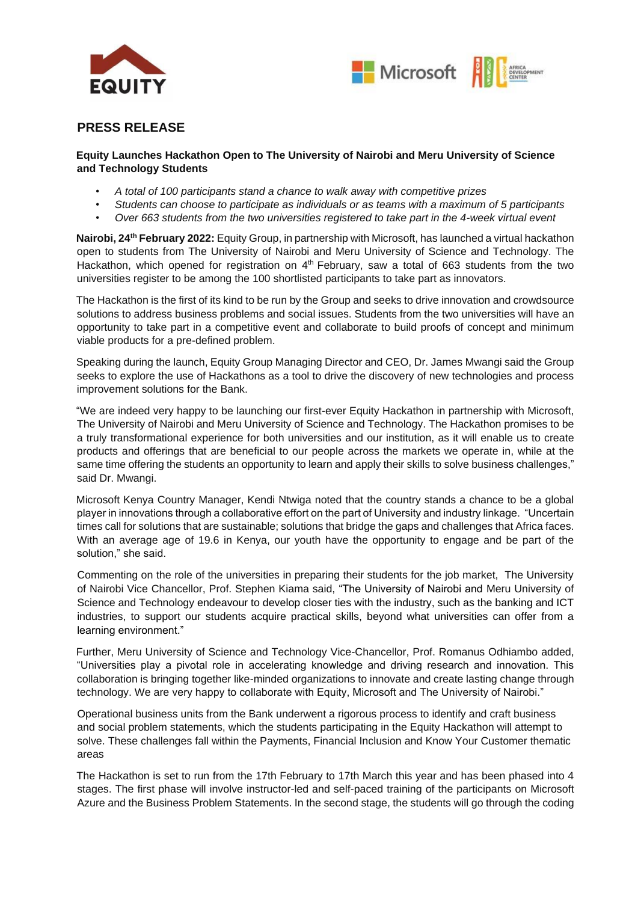# PRESS RELEASE

**Equity Launches Hackathon Open to The University of Nairobi and Meru University of Science and Technology Students**

- *A total of 100 participants stand a chance to walk away with competitive prizes*
- *Students can choose to participate as individuals or as teams with a maximum of 5 participants*
- *Over 663 students from the two universities registered to take part in the 4-week virtual event*

**Nairobi, 24th February 2022:** Equity Group, in partnership with Microsoft, has launched a virtual hackathon open to students from The University of Nairobi and Meru University of Science and Technology. The Hackathon, which opened for registration on 4th February, saw a total of 663 students from the two universities register to be among the 100 shortlisted participants to take part as innovators.

The Hackathon is the first of its kind to be run by the Group and seeks to drive innovation and crowdsource solutions to address business problems and social issues. Students from the two universities will have an opportunity to take part in a competitive event and collaborate to build proofs of concept and minimum viable products for a pre-defined problem.

Speaking during the launch, Equity Group Managing Director and CEO, Dr. James Mwangi said the Group seeks to explore the use of Hackathons as a tool to drive the discovery of new technologies and process improvement solutions for the Bank.

"We are indeed very happy to be launching our first-ever Equity Hackathon in partnership with Microsoft, The University of Nairobi and Meru University of Science and Technology. The Hackathon promises to be a truly transformational experience for both universities and our institution, as it will enable us to create products and offerings that are beneficial to our people across the markets we operate in, while at the same time offering the students an opportunity to learn and apply their skills to solve business challenges," said Dr. Mwangi.

Microsoft Kenya Country Manager, Kendi Ntwiga noted that the country stands a chance to be a global player in innovations through a collaborative effort on the part of University and industry linkage. "Uncertain times call for solutions that are sustainable; solutions that bridge the gaps and challenges that Africa faces. With an average age of 19.6 in Kenya, our youth have the opportunity to engage and be part of the solution," she said.

Commenting on the role of the universities in preparing their students for the job market, The University of Nairobi Vice Chancellor, Prof. Stephen Kiama said, "The University of Nairobi and Meru University of Science and Technology endeavour to develop closer ties with the industry, such as the banking and ICT industries, to support our students acquire practical skills, beyond what universities can offer from a learning environment."

Further, Meru University of Science and Technology Vice-Chancellor, Prof. Romanus Odhiambo added, "Universities play a pivotal role in accelerating knowledge and driving research and innovation. This collaboration is bringing together like-minded organizations to innovate and create lasting change through technology. We are very happy to collaborate with Equity, Microsoft and The University of Nairobi."

Operational business units from the Bank underwent a rigorous process to identify and craft business and social problem statements, which the students participating in the Equity Hackathon will attempt to solve. These challenges fall within the Payments, Financial Inclusion and Know Your Customer thematic areas

The Hackathon is set to run from the 17th February to 17th March this year and has been phased into 4 stages. The first phase will involve instructor-led and self-paced training of the participants on Microsoft Azure and the Business Problem Statements. In the second stage, the students will go through the coding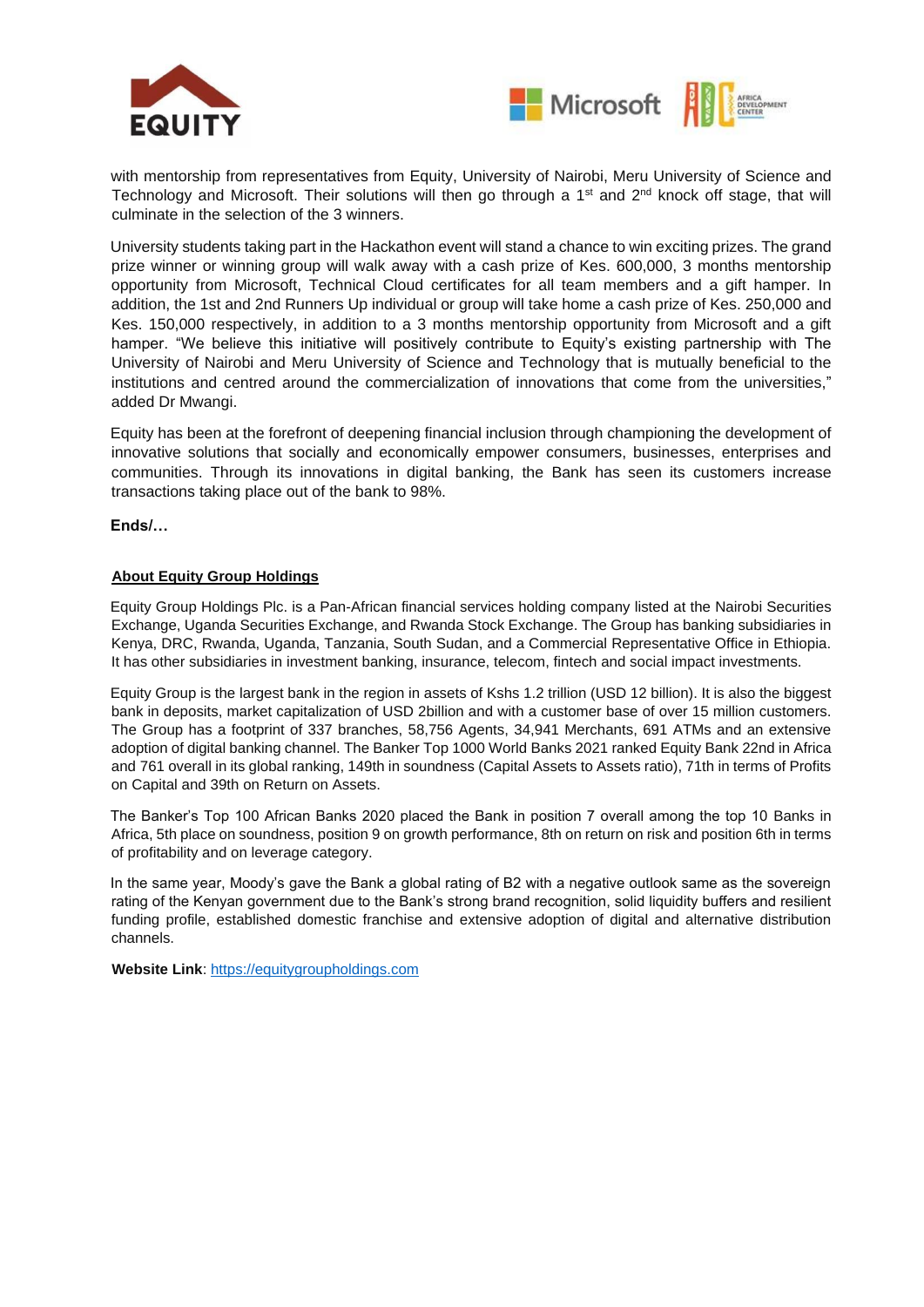with mentorship from representatives from Equity, University of Nairobi, Meru University of Science and Technology and Microsoft. Their solutions will then go through a 1st and 2nd knock off stage, that will culminate in the selection of the 3 winners.

University students taking part in the Hackathon event will stand a chance to win exciting prizes. The grand prize winner or winning group will walk away with a cash prize of Kes. 600,000, 3 months mentorship opportunity from Microsoft, Technical Cloud certificates for all team members and a gift hamper. In addition, the 1st and 2nd Runners Up individual or group will take home a cash prize of Kes. 250,000 and Kes. 150,000 respectively, in addition to a 3 months mentorship opportunity from Microsoft and a gift hamper. "We believe this initiative will positively contribute to Equity's existing partnership with The University of Nairobi and Meru University of Science and Technology that is mutually beneficial to the institutions and centred around the commercialization of innovations that come from the universities," added Dr Mwangi.

Equity has been at the forefront of deepening financial inclusion through championing the development of innovative solutions that socially and economically empower consumers, businesses, enterprises and communities. Through its innovations in digital banking, the Bank has seen its customers increase transactions taking place out of the bank to 98%.

**Ends/…**

## About Equity Group Holdings

Equity Group Holdings Plc. is a Pan-African financial services holding company listed at the Nairobi Securities Exchange, Uganda Securities Exchange, and Rwanda Stock Exchange. The Group has banking subsidiaries in Kenya, DRC, Rwanda, Uganda, Tanzania, South Sudan, and a Commercial Representative Office in Ethiopia. It has other subsidiaries in investment banking, insurance, telecom, fintech and social impact investments.

Equity Group is the largest bank in the region in assets of Kshs 1.2 trillion (USD 12 billion). It is also the biggest bank in deposits, market capitalization of USD 2billion and with a customer base of over 15 million customers. The Group has a footprint of 337 branches, 58,756 Agents, 34,941 Merchants, 691 ATMs and an extensive adoption of digital banking channel. The Banker Top 1000 World Banks 2021 ranked Equity Bank 22nd in Africa and 761 overall in its global ranking, 149th in soundness (Capital Assets to Assets ratio), 71th in terms of Profits on Capital and 39th on Return on Assets.

The Banker's Top 100 African Banks 2020 placed the Bank in position 7 overall among the top 10 Banks in Africa, 5th place on soundness, position 9 on growth performance, 8th on return on risk and position 6th in terms of profitability and on leverage category.

In the same year, Moody's gave the Bank a global rating of B2 with a negative outlook same as the sovereign rating of the Kenyan government due to the Bank's strong brand recognition, solid liquidity buffers and resilient funding profile, established domestic franchise and extensive adoption of digital and alternative distribution channels.

**Website Link**: https://equitygroupholdings.com